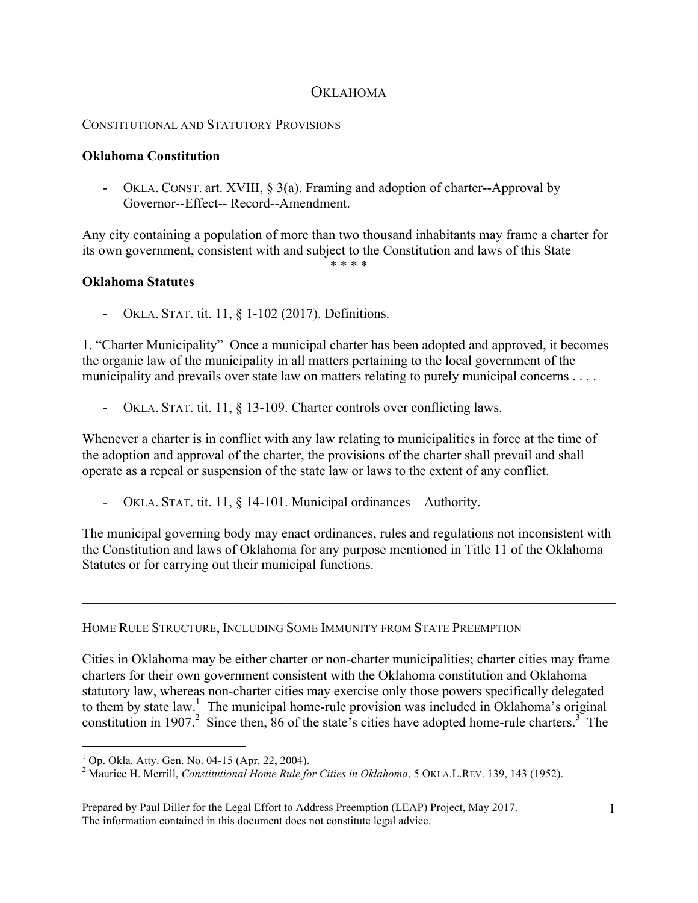# OKLAHOMA

## CONSTITUTIONAL AND STATUTORY PROVISIONS

### Oklahoma Constitution

- OKLA. CONST. art. XVIII, § 3(a). Framing and adoption of charter--Approval by Governor--Effect-- Record--Amendment.

Any city containing a population of more than two thousand inhabitants may frame a charter for its own government, consistent with and subject to the Constitution and laws of this State

\* \* \* \*

### Oklahoma Statutes

- OKLA. STAT. tit. 11, § 1-102 (2017). Definitions.

1. "Charter Municipality" Once a municipal charter has been adopted and approved, it becomes the organic law of the municipality in all matters pertaining to the local government of the municipality and prevails over state law on matters relating to purely municipal concerns . . . .

- OKLA. STAT. tit. 11, § 13-109. Charter controls over conflicting laws.

Whenever a charter is in conflict with any law relating to municipalities in force at the time of the adoption and approval of the charter, the provisions of the charter shall prevail and shall operate as a repeal or suspension of the state law or laws to the extent of any conflict.

- OKLA. STAT. tit. 11, § 14-101. Municipal ordinances – Authority.

The municipal governing body may enact ordinances, rules and regulations not inconsistent with the Constitution and laws of Oklahoma for any purpose mentioned in Title 11 of the Oklahoma Statutes or for carrying out their municipal functions.

---

## HOME RULE STRUCTURE, INCLUDING SOME IMMUNITY FROM STATE PREEMPTION

Cities in Oklahoma may be either charter or non-charter municipalities; charter cities may frame charters for their own government consistent with the Oklahoma constitution and Oklahoma statutory law, whereas non-charter cities may exercise only those powers specifically delegated to them by state law.[1] The municipal home-rule provision was included in Oklahoma's original constitution in 1907.[2] Since then, 86 of the state's cities have adopted home-rule charters.[3] The

[1] Op. Okla. Atty. Gen. No. 04-15 (Apr. 22, 2004).

[2] Maurice H. Merrill, *Constitutional Home Rule for Cities in Oklahoma*, 5 OKLA.L.REV. 139, 143 (1952).

Prepared by Paul Diller for the Legal Effort to Address Preemption (LEAP) Project, May 2017.
The information contained in this document does not constitute legal advice.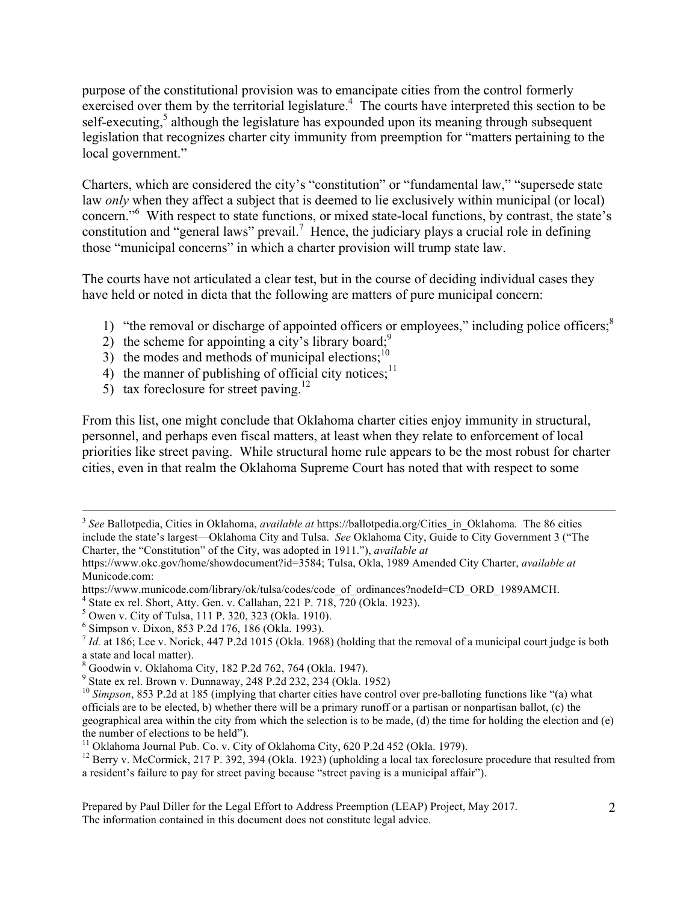purpose of the constitutional provision was to emancipate cities from the control formerly exercised over them by the territorial legislature.[4] The courts have interpreted this section to be self-executing,[5] although the legislature has expounded upon its meaning through subsequent legislation that recognizes charter city immunity from preemption for "matters pertaining to the local government."

Charters, which are considered the city's "constitution" or "fundamental law," "supersede state law *only* when they affect a subject that is deemed to lie exclusively within municipal (or local) concern."[6] With respect to state functions, or mixed state-local functions, by contrast, the state's constitution and "general laws" prevail.[7] Hence, the judiciary plays a crucial role in defining those "municipal concerns" in which a charter provision will trump state law.

The courts have not articulated a clear test, but in the course of deciding individual cases they have held or noted in dicta that the following are matters of pure municipal concern:

1) "the removal or discharge of appointed officers or employees," including police officers;[8]
2) the scheme for appointing a city's library board;[9]
3) the modes and methods of municipal elections;[10]
4) the manner of publishing of official city notices;[11]
5) tax foreclosure for street paving.[12]

From this list, one might conclude that Oklahoma charter cities enjoy immunity in structural, personnel, and perhaps even fiscal matters, at least when they relate to enforcement of local priorities like street paving. While structural home rule appears to be the most robust for charter cities, even in that realm the Oklahoma Supreme Court has noted that with respect to some

---

[3] *See* Ballotpedia, Cities in Oklahoma, *available at* https://ballotpedia.org/Cities_in_Oklahoma. The 86 cities include the state's largest—Oklahoma City and Tulsa. *See* Oklahoma City, Guide to City Government 3 ("The Charter, the "Constitution" of the City, was adopted in 1911."), *available at* https://www.okc.gov/home/showdocument?id=3584; Tulsa, Okla, 1989 Amended City Charter, *available at* Municode.com: https://www.municode.com/library/ok/tulsa/codes/code_of_ordinances?nodeId=CD_ORD_1989AMCH.

[4] State ex rel. Short, Atty. Gen. v. Callahan, 221 P. 718, 720 (Okla. 1923).

[5] Owen v. City of Tulsa, 111 P. 320, 323 (Okla. 1910).

[6] Simpson v. Dixon, 853 P.2d 176, 186 (Okla. 1993).

[7] *Id.* at 186; Lee v. Norick, 447 P.2d 1015 (Okla. 1968) (holding that the removal of a municipal court judge is both a state and local matter).

[8] Goodwin v. Oklahoma City, 182 P.2d 762, 764 (Okla. 1947).

[9] State ex rel. Brown v. Dunnaway, 248 P.2d 232, 234 (Okla. 1952)

[10] *Simpson*, 853 P.2d at 185 (implying that charter cities have control over pre-balloting functions like "(a) what officials are to be elected, b) whether there will be a primary runoff or a partisan or nonpartisan ballot, (c) the geographical area within the city from which the selection is to be made, (d) the time for holding the election and (e) the number of elections to be held").

[11] Oklahoma Journal Pub. Co. v. City of Oklahoma City, 620 P.2d 452 (Okla. 1979).

[12] Berry v. McCormick, 217 P. 392, 394 (Okla. 1923) (upholding a local tax foreclosure procedure that resulted from a resident's failure to pay for street paving because "street paving is a municipal affair").

Prepared by Paul Diller for the Legal Effort to Address Preemption (LEAP) Project, May 2017.
The information contained in this document does not constitute legal advice.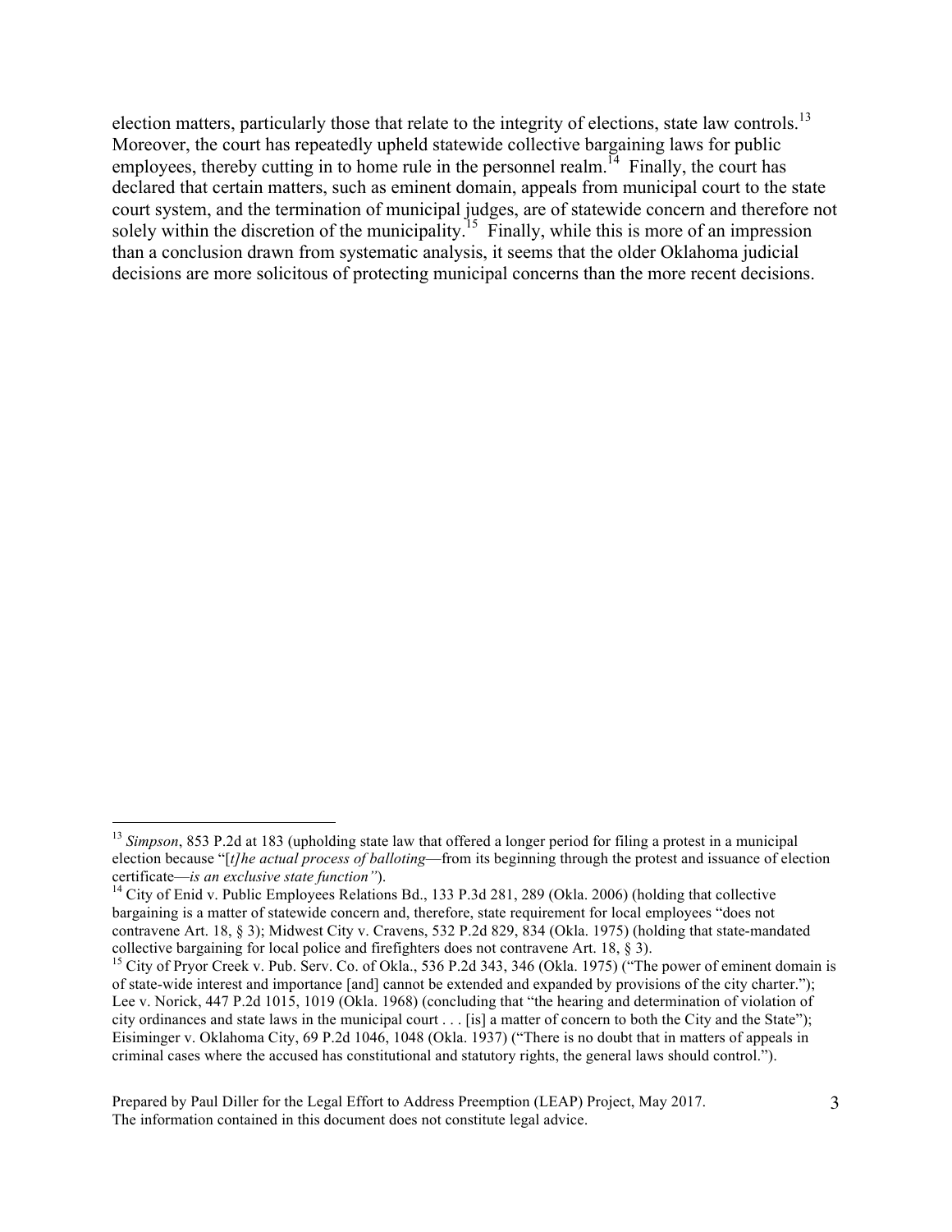election matters, particularly those that relate to the integrity of elections, state law controls.[13] Moreover, the court has repeatedly upheld statewide collective bargaining laws for public employees, thereby cutting in to home rule in the personnel realm.[14] Finally, the court has declared that certain matters, such as eminent domain, appeals from municipal court to the state court system, and the termination of municipal judges, are of statewide concern and therefore not solely within the discretion of the municipality.[15] Finally, while this is more of an impression than a conclusion drawn from systematic analysis, it seems that the older Oklahoma judicial decisions are more solicitous of protecting municipal concerns than the more recent decisions.

---

[13] *Simpson*, 853 P.2d at 183 (upholding state law that offered a longer period for filing a protest in a municipal election because "[*t]he actual process of balloting*—from its beginning through the protest and issuance of election certificate—*is an exclusive state function"*).

[14] City of Enid v. Public Employees Relations Bd., 133 P.3d 281, 289 (Okla. 2006) (holding that collective bargaining is a matter of statewide concern and, therefore, state requirement for local employees "does not contravene Art. 18, § 3); Midwest City v. Cravens, 532 P.2d 829, 834 (Okla. 1975) (holding that state-mandated collective bargaining for local police and firefighters does not contravene Art. 18, § 3).

[15] City of Pryor Creek v. Pub. Serv. Co. of Okla., 536 P.2d 343, 346 (Okla. 1975) ("The power of eminent domain is of state-wide interest and importance [and] cannot be extended and expanded by provisions of the city charter."); Lee v. Norick, 447 P.2d 1015, 1019 (Okla. 1968) (concluding that "the hearing and determination of violation of city ordinances and state laws in the municipal court . . . [is] a matter of concern to both the City and the State"); Eisiminger v. Oklahoma City, 69 P.2d 1046, 1048 (Okla. 1937) ("There is no doubt that in matters of appeals in criminal cases where the accused has constitutional and statutory rights, the general laws should control.").

Prepared by Paul Diller for the Legal Effort to Address Preemption (LEAP) Project, May 2017.
The information contained in this document does not constitute legal advice.